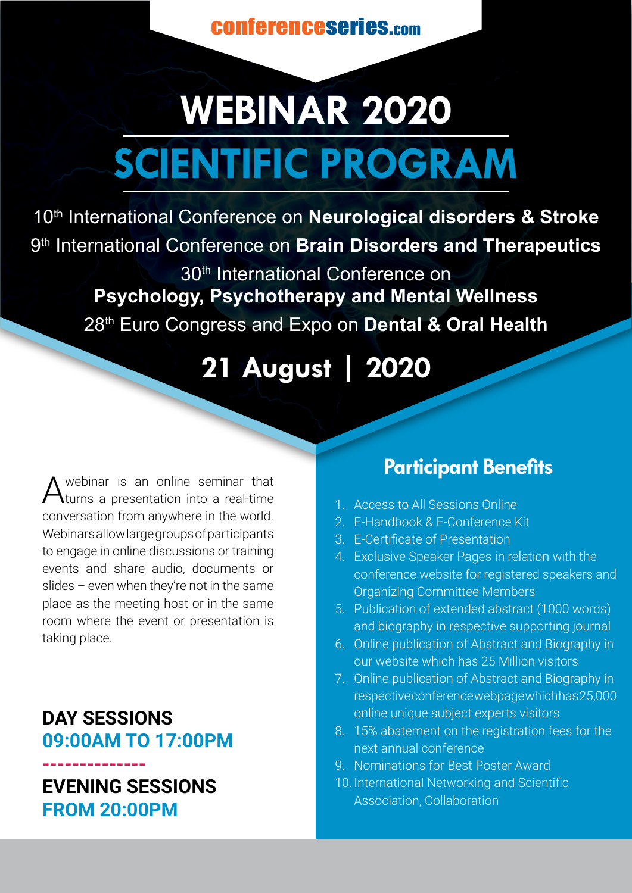conferenceseries.com

# WEBINAR 2020

# SCIENTIFIC PROGRAM

10th International Conference on **Neurological disorders & Stroke**

9th International Conference on **Brain Disorders and Therapeutics**

30th International Conference on **Psychology, Psychotherapy and Mental Wellness**

28th Euro Congress and Expo on **Dental & Oral Health**

## 21 August | 2020

A webinar is an online seminar that turns a presentation into a real-time conversation from anywhere in the world. Webinars allow large groups of participants to engage in online discussions or training events and share audio, documents or slides – even when they're not in the same place as the meeting host or in the same room where the event or presentation is taking place.

**DAY SESSIONS**
**09:00AM TO 17:00PM**

**EVENING SESSIONS**
**FROM 20:00PM**

## Participant Benefits

1. Access to All Sessions Online
2. E-Handbook & E-Conference Kit
3. E-Certificate of Presentation
4. Exclusive Speaker Pages in relation with the conference website for registered speakers and Organizing Committee Members
5. Publication of extended abstract (1000 words) and biography in respective supporting journal
6. Online publication of Abstract and Biography in our website which has 25 Million visitors
7. Online publication of Abstract and Biography in respective conference webpage which has 25,000 online unique subject experts visitors
8. 15% abatement on the registration fees for the next annual conference
9. Nominations for Best Poster Award
10. International Networking and Scientific Association, Collaboration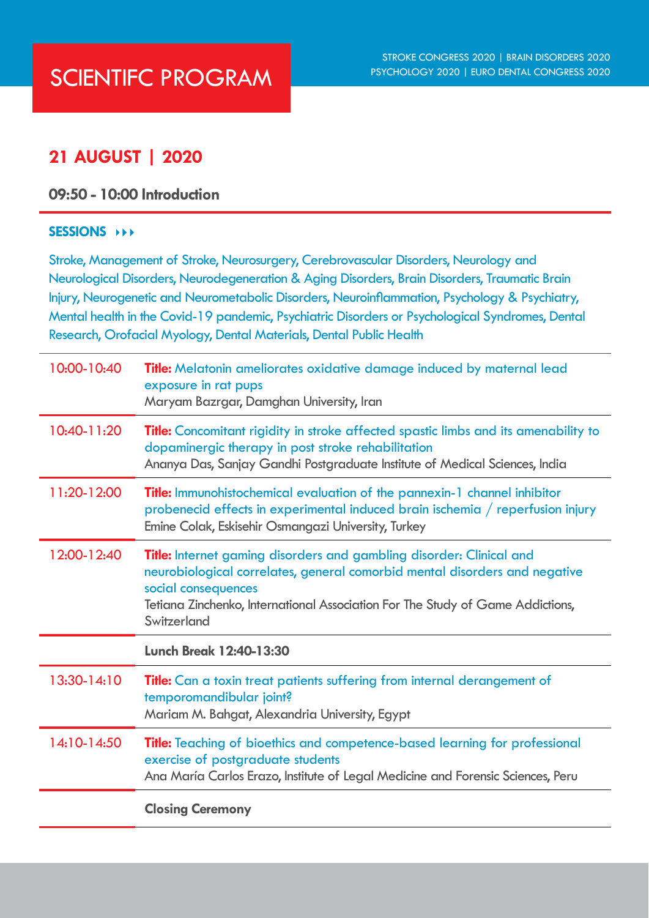# SCIENTIFC PROGRAM

STROKE CONGRESS 2020 | BRAIN DISORDERS 2020
PSYCHOLOGY 2020 | EURO DENTAL CONGRESS 2020

## 21 AUGUST | 2020

**09:50 - 10:00 Introduction**

**SESSIONS**

Stroke, Management of Stroke, Neurosurgery, Cerebrovascular Disorders, Neurology and Neurological Disorders, Neurodegeneration & Aging Disorders, Brain Disorders, Traumatic Brain Injury, Neurogenetic and Neurometabolic Disorders, Neuroinflammation, Psychology & Psychiatry, Mental health in the Covid-19 pandemic, Psychiatric Disorders or Psychological Syndromes, Dental Research, Orofacial Myology, Dental Materials, Dental Public Health

| | |
|---|---|
| 10:00-10:40 | **Title:** Melatonin ameliorates oxidative damage induced by maternal lead exposure in rat pups<br>Maryam Bazrgar, Damghan University, Iran |
| 10:40-11:20 | **Title:** Concomitant rigidity in stroke affected spastic limbs and its amenability to dopaminergic therapy in post stroke rehabilitation<br>Ananya Das, Sanjay Gandhi Postgraduate Institute of Medical Sciences, India |
| 11:20-12:00 | **Title:** Immunohistochemical evaluation of the pannexin-1 channel inhibitor probenecid effects in experimental induced brain ischemia / reperfusion injury<br>Emine Colak, Eskisehir Osmangazi University, Turkey |
| 12:00-12:40 | **Title:** Internet gaming disorders and gambling disorder: Clinical and neurobiological correlates, general comorbid mental disorders and negative social consequences<br>Tetiana Zinchenko, International Association For The Study of Game Addictions, Switzerland |
| | **Lunch Break 12:40-13:30** |
| 13:30-14:10 | **Title:** Can a toxin treat patients suffering from internal derangement of temporomandibular joint?<br>Mariam M. Bahgat, Alexandria University, Egypt |
| 14:10-14:50 | **Title:** Teaching of bioethics and competence-based learning for professional exercise of postgraduate students<br>Ana María Carlos Erazo, Institute of Legal Medicine and Forensic Sciences, Peru |
| | **Closing Ceremony** |